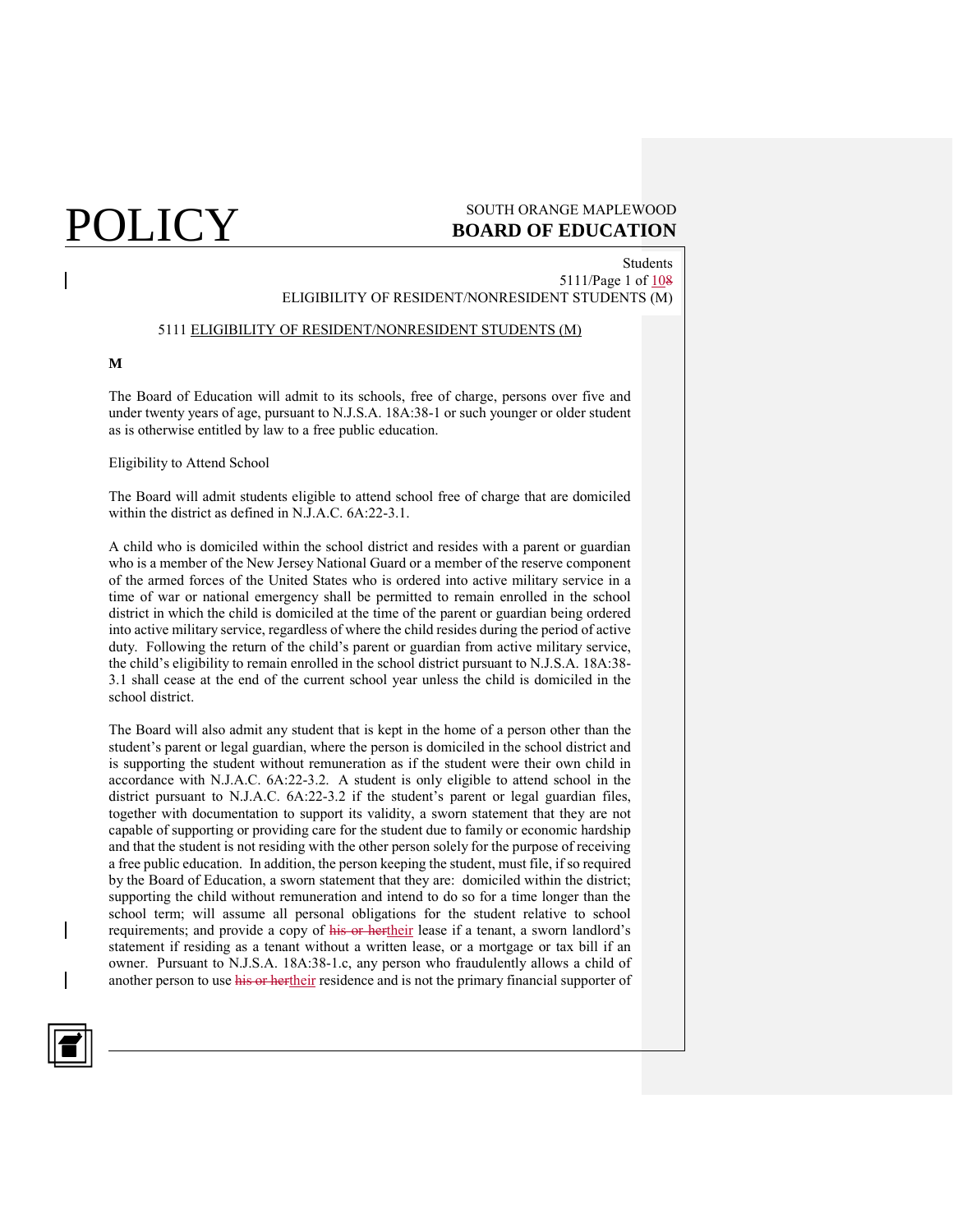# 5111 ELIGIBILITY OF RESIDENT/NONRESIDENT STUDENTS (M)

**M**

The Board of Education will admit to its schools, free of charge, persons over five and under twenty years of age, pursuant to N.J.S.A. 18A:38-1 or such younger or older student as is otherwise entitled by law to a free public education.

Eligibility to Attend School

The Board will admit students eligible to attend school free of charge that are domiciled within the district as defined in N.J.A.C. 6A:22-3.1.

A child who is domiciled within the school district and resides with a parent or guardian who is a member of the New Jersey National Guard or a member of the reserve component of the armed forces of the United States who is ordered into active military service in a time of war or national emergency shall be permitted to remain enrolled in the school district in which the child is domiciled at the time of the parent or guardian being ordered into active military service, regardless of where the child resides during the period of active duty. Following the return of the child's parent or guardian from active military service, the child's eligibility to remain enrolled in the school district pursuant to N.J.S.A. 18A:38-3.1 shall cease at the end of the current school year unless the child is domiciled in the school district.

The Board will also admit any student that is kept in the home of a person other than the student's parent or legal guardian, where the person is domiciled in the school district and is supporting the student without remuneration as if the student were their own child in accordance with N.J.A.C. 6A:22-3.2. A student is only eligible to attend school in the district pursuant to N.J.A.C. 6A:22-3.2 if the student's parent or legal guardian files, together with documentation to support its validity, a sworn statement that they are not capable of supporting or providing care for the student due to family or economic hardship and that the student is not residing with the other person solely for the purpose of receiving a free public education. In addition, the person keeping the student, must file, if so required by the Board of Education, a sworn statement that they are: domiciled within the district; supporting the child without remuneration and intend to do so for a time longer than the school term; will assume all personal obligations for the student relative to school requirements; and provide a copy of ~~his or her~~their lease if a tenant, a sworn landlord's statement if residing as a tenant without a written lease, or a mortgage or tax bill if an owner. Pursuant to N.J.S.A. 18A:38-1.c, any person who fraudulently allows a child of another person to use ~~his or her~~their residence and is not the primary financial supporter of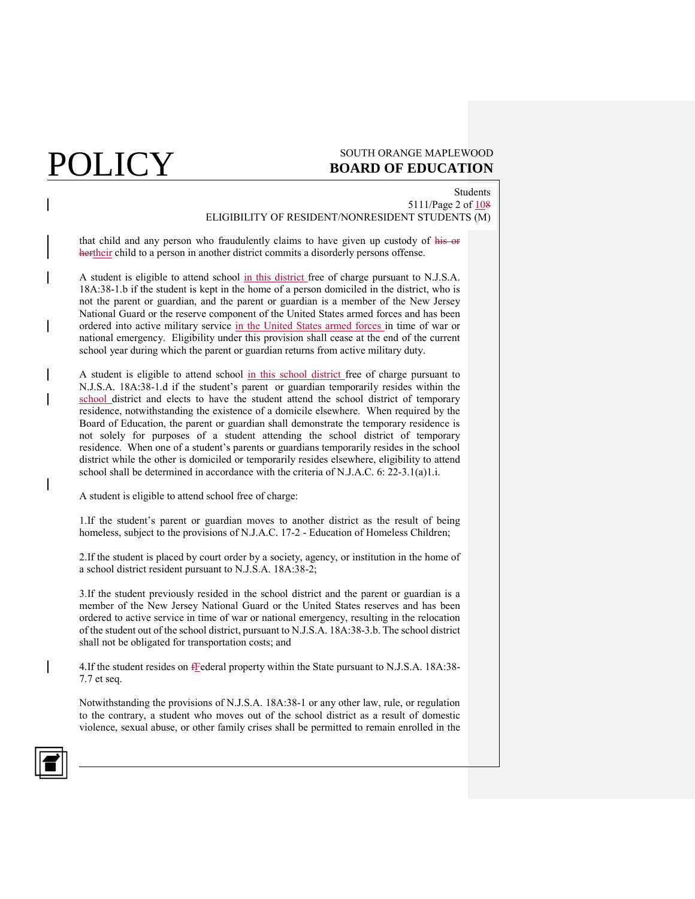that child and any person who fraudulently claims to have given up custody of ~~his or her~~their child to a person in another district commits a disorderly persons offense.

A student is eligible to attend school in this district free of charge pursuant to N.J.S.A. 18A:38-1.b if the student is kept in the home of a person domiciled in the district, who is not the parent or guardian, and the parent or guardian is a member of the New Jersey National Guard or the reserve component of the United States armed forces and has been ordered into active military service in the United States armed forces in time of war or national emergency. Eligibility under this provision shall cease at the end of the current school year during which the parent or guardian returns from active military duty.

A student is eligible to attend school in this school district free of charge pursuant to N.J.S.A. 18A:38-1.d if the student's parent or guardian temporarily resides within the school district and elects to have the student attend the school district of temporary residence, notwithstanding the existence of a domicile elsewhere. When required by the Board of Education, the parent or guardian shall demonstrate the temporary residence is not solely for purposes of a student attending the school district of temporary residence. When one of a student's parents or guardians temporarily resides in the school district while the other is domiciled or temporarily resides elsewhere, eligibility to attend school shall be determined in accordance with the criteria of N.J.A.C. 6: 22-3.1(a)1.i.

A student is eligible to attend school free of charge:

1. If the student's parent or guardian moves to another district as the result of being homeless, subject to the provisions of N.J.A.C. 17-2 - Education of Homeless Children;

2. If the student is placed by court order by a society, agency, or institution in the home of a school district resident pursuant to N.J.S.A. 18A:38-2;

3. If the student previously resided in the school district and the parent or guardian is a member of the New Jersey National Guard or the United States reserves and has been ordered to active service in time of war or national emergency, resulting in the relocation of the student out of the school district, pursuant to N.J.S.A. 18A:38-3.b. The school district shall not be obligated for transportation costs; and

4. If the student resides on ~~f~~Federal property within the State pursuant to N.J.S.A. 18A:38-7.7 et seq.

Notwithstanding the provisions of N.J.S.A. 18A:38-1 or any other law, rule, or regulation to the contrary, a student who moves out of the school district as a result of domestic violence, sexual abuse, or other family crises shall be permitted to remain enrolled in the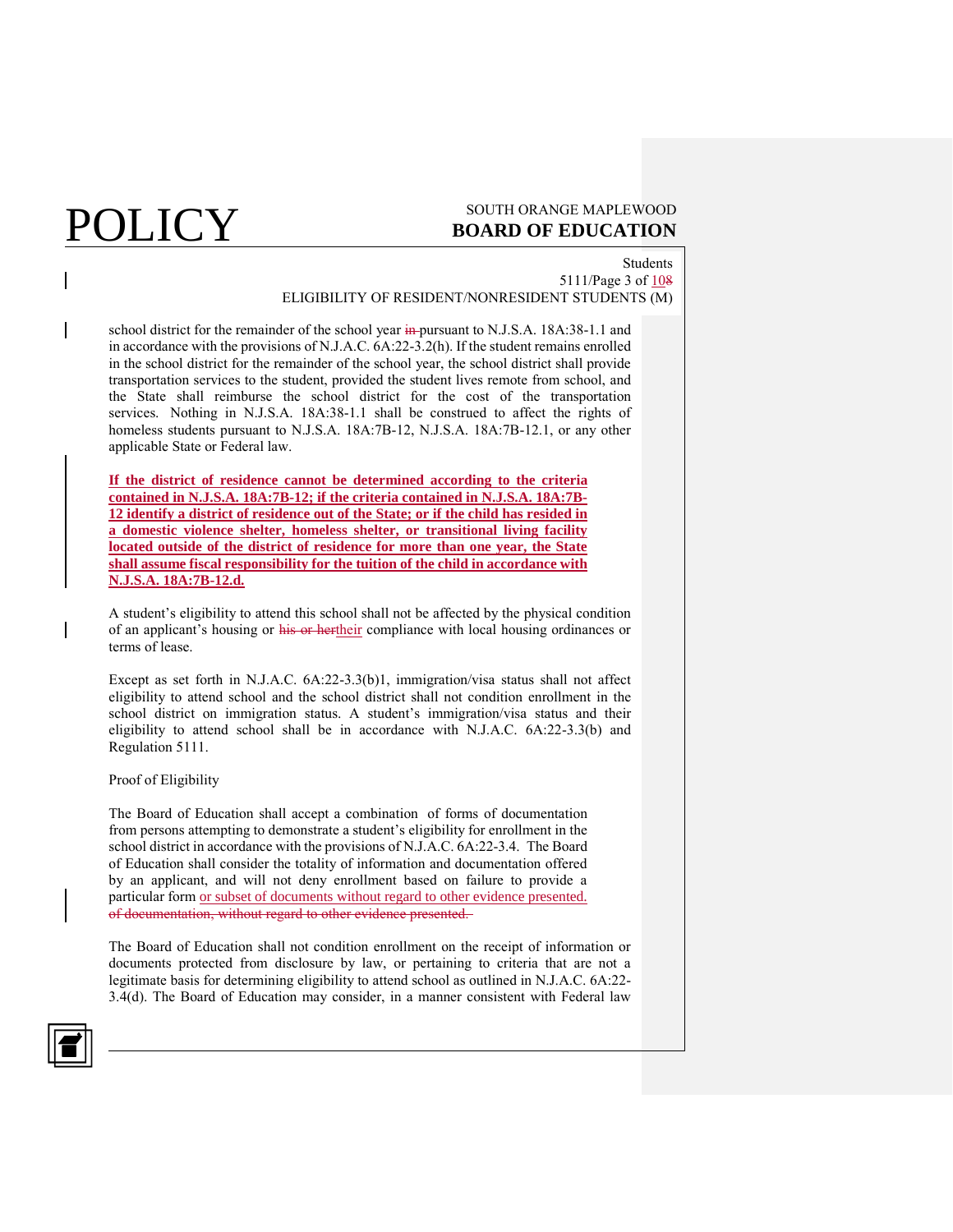school district for the remainder of the school year ~~in~~ pursuant to N.J.S.A. 18A:38-1.1 and in accordance with the provisions of N.J.A.C. 6A:22-3.2(h). If the student remains enrolled in the school district for the remainder of the school year, the school district shall provide transportation services to the student, provided the student lives remote from school, and the State shall reimburse the school district for the cost of the transportation services. Nothing in N.J.S.A. 18A:38-1.1 shall be construed to affect the rights of homeless students pursuant to N.J.S.A. 18A:7B-12, N.J.S.A. 18A:7B-12.1, or any other applicable State or Federal law.

**If the district of residence cannot be determined according to the criteria contained in N.J.S.A. 18A:7B-12; if the criteria contained in N.J.S.A. 18A:7B-12 identify a district of residence out of the State; or if the child has resided in a domestic violence shelter, homeless shelter, or transitional living facility located outside of the district of residence for more than one year, the State shall assume fiscal responsibility for the tuition of the child in accordance with N.J.S.A. 18A:7B-12.d.**

A student's eligibility to attend this school shall not be affected by the physical condition of an applicant's housing or ~~his or her~~their compliance with local housing ordinances or terms of lease.

Except as set forth in N.J.A.C. 6A:22-3.3(b)1, immigration/visa status shall not affect eligibility to attend school and the school district shall not condition enrollment in the school district on immigration status. A student's immigration/visa status and their eligibility to attend school shall be in accordance with N.J.A.C. 6A:22-3.3(b) and Regulation 5111.

Proof of Eligibility

The Board of Education shall accept a combination of forms of documentation from persons attempting to demonstrate a student's eligibility for enrollment in the school district in accordance with the provisions of N.J.A.C. 6A:22-3.4. The Board of Education shall consider the totality of information and documentation offered by an applicant, and will not deny enrollment based on failure to provide a particular form or subset of documents without regard to other evidence presented. ~~of documentation, without regard to other evidence presented.~~

The Board of Education shall not condition enrollment on the receipt of information or documents protected from disclosure by law, or pertaining to criteria that are not a legitimate basis for determining eligibility to attend school as outlined in N.J.A.C. 6A:22-3.4(d). The Board of Education may consider, in a manner consistent with Federal law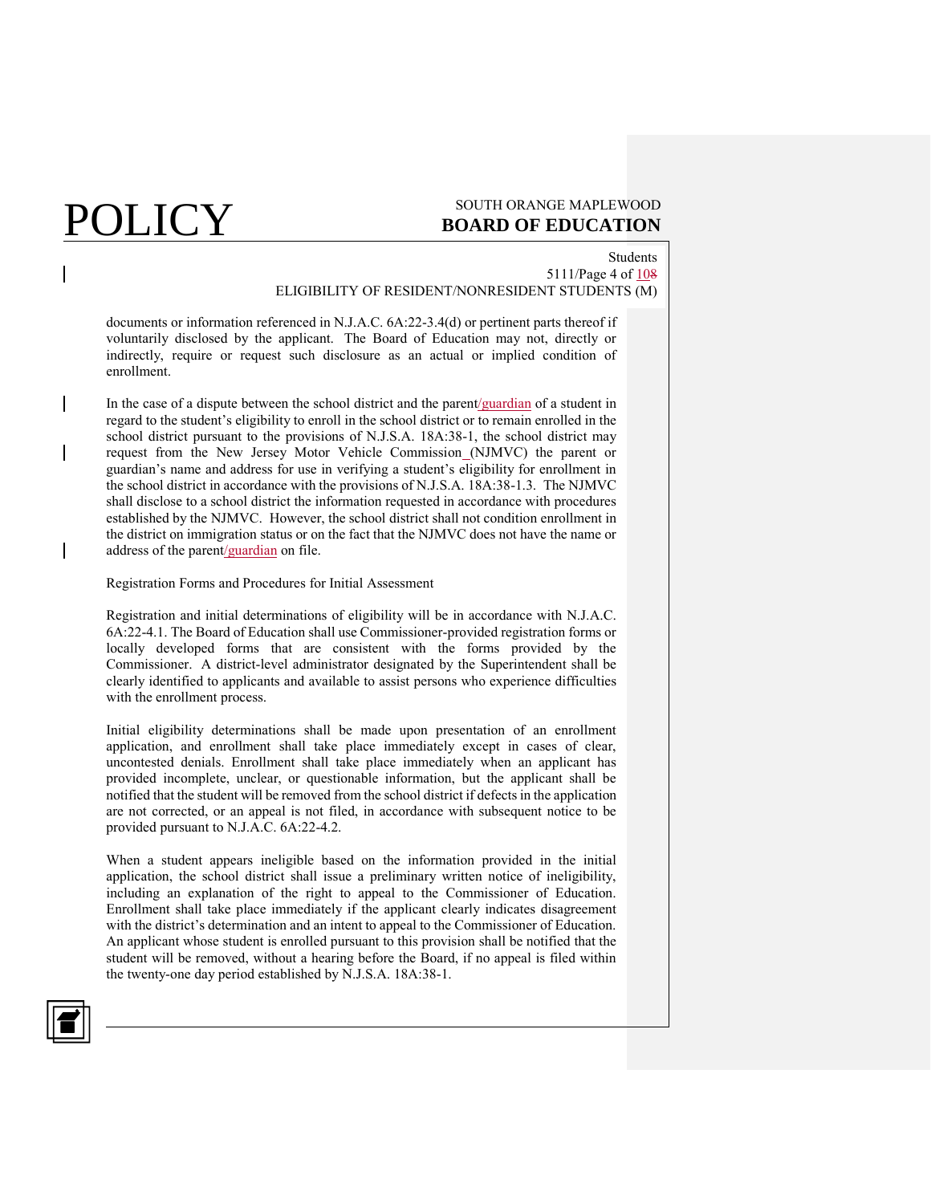documents or information referenced in N.J.A.C. 6A:22-3.4(d) or pertinent parts thereof if voluntarily disclosed by the applicant. The Board of Education may not, directly or indirectly, require or request such disclosure as an actual or implied condition of enrollment.

In the case of a dispute between the school district and the parent/guardian of a student in regard to the student's eligibility to enroll in the school district or to remain enrolled in the school district pursuant to the provisions of N.J.S.A. 18A:38-1, the school district may request from the New Jersey Motor Vehicle Commission (NJMVC) the parent or guardian's name and address for use in verifying a student's eligibility for enrollment in the school district in accordance with the provisions of N.J.S.A. 18A:38-1.3. The NJMVC shall disclose to a school district the information requested in accordance with procedures established by the NJMVC. However, the school district shall not condition enrollment in the district on immigration status or on the fact that the NJMVC does not have the name or address of the parent/guardian on file.

Registration Forms and Procedures for Initial Assessment

Registration and initial determinations of eligibility will be in accordance with N.J.A.C. 6A:22-4.1. The Board of Education shall use Commissioner-provided registration forms or locally developed forms that are consistent with the forms provided by the Commissioner. A district-level administrator designated by the Superintendent shall be clearly identified to applicants and available to assist persons who experience difficulties with the enrollment process.

Initial eligibility determinations shall be made upon presentation of an enrollment application, and enrollment shall take place immediately except in cases of clear, uncontested denials. Enrollment shall take place immediately when an applicant has provided incomplete, unclear, or questionable information, but the applicant shall be notified that the student will be removed from the school district if defects in the application are not corrected, or an appeal is not filed, in accordance with subsequent notice to be provided pursuant to N.J.A.C. 6A:22-4.2.

When a student appears ineligible based on the information provided in the initial application, the school district shall issue a preliminary written notice of ineligibility, including an explanation of the right to appeal to the Commissioner of Education. Enrollment shall take place immediately if the applicant clearly indicates disagreement with the district's determination and an intent to appeal to the Commissioner of Education. An applicant whose student is enrolled pursuant to this provision shall be notified that the student will be removed, without a hearing before the Board, if no appeal is filed within the twenty-one day period established by N.J.S.A. 18A:38-1.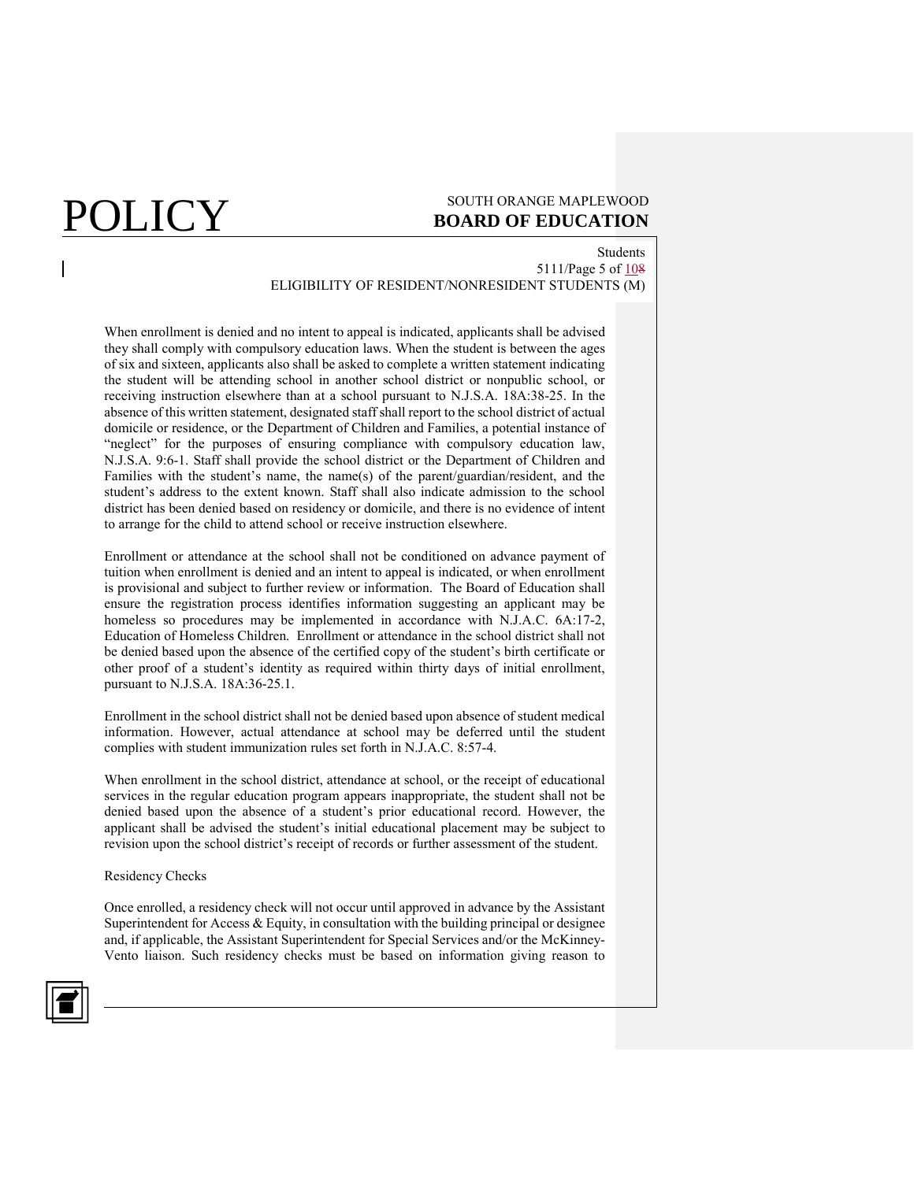When enrollment is denied and no intent to appeal is indicated, applicants shall be advised they shall comply with compulsory education laws. When the student is between the ages of six and sixteen, applicants also shall be asked to complete a written statement indicating the student will be attending school in another school district or nonpublic school, or receiving instruction elsewhere than at a school pursuant to N.J.S.A. 18A:38-25. In the absence of this written statement, designated staff shall report to the school district of actual domicile or residence, or the Department of Children and Families, a potential instance of "neglect" for the purposes of ensuring compliance with compulsory education law, N.J.S.A. 9:6-1. Staff shall provide the school district or the Department of Children and Families with the student's name, the name(s) of the parent/guardian/resident, and the student's address to the extent known. Staff shall also indicate admission to the school district has been denied based on residency or domicile, and there is no evidence of intent to arrange for the child to attend school or receive instruction elsewhere.

Enrollment or attendance at the school shall not be conditioned on advance payment of tuition when enrollment is denied and an intent to appeal is indicated, or when enrollment is provisional and subject to further review or information. The Board of Education shall ensure the registration process identifies information suggesting an applicant may be homeless so procedures may be implemented in accordance with N.J.A.C. 6A:17-2, Education of Homeless Children. Enrollment or attendance in the school district shall not be denied based upon the absence of the certified copy of the student's birth certificate or other proof of a student's identity as required within thirty days of initial enrollment, pursuant to N.J.S.A. 18A:36-25.1.

Enrollment in the school district shall not be denied based upon absence of student medical information. However, actual attendance at school may be deferred until the student complies with student immunization rules set forth in N.J.A.C. 8:57-4.

When enrollment in the school district, attendance at school, or the receipt of educational services in the regular education program appears inappropriate, the student shall not be denied based upon the absence of a student's prior educational record. However, the applicant shall be advised the student's initial educational placement may be subject to revision upon the school district's receipt of records or further assessment of the student.

Residency Checks

Once enrolled, a residency check will not occur until approved in advance by the Assistant Superintendent for Access & Equity, in consultation with the building principal or designee and, if applicable, the Assistant Superintendent for Special Services and/or the McKinney-Vento liaison. Such residency checks must be based on information giving reason to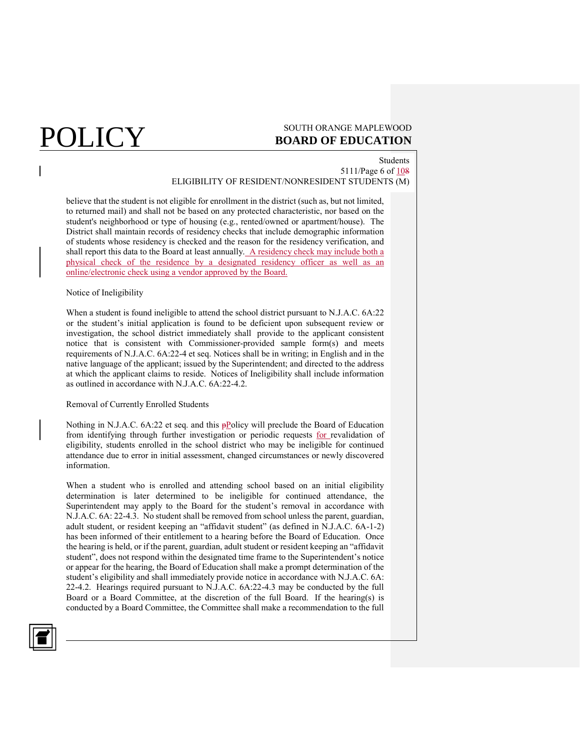believe that the student is not eligible for enrollment in the district (such as, but not limited, to returned mail) and shall not be based on any protected characteristic, nor based on the student's neighborhood or type of housing (e.g., rented/owned or apartment/house). The District shall maintain records of residency checks that include demographic information of students whose residency is checked and the reason for the residency verification, and shall report this data to the Board at least annually. A residency check may include both a physical check of the residence by a designated residency officer as well as an online/electronic check using a vendor approved by the Board.

Notice of Ineligibility

When a student is found ineligible to attend the school district pursuant to N.J.A.C. 6A:22 or the student's initial application is found to be deficient upon subsequent review or investigation, the school district immediately shall provide to the applicant consistent notice that is consistent with Commissioner-provided sample form(s) and meets requirements of N.J.A.C. 6A:22-4 et seq. Notices shall be in writing; in English and in the native language of the applicant; issued by the Superintendent; and directed to the address at which the applicant claims to reside. Notices of Ineligibility shall include information as outlined in accordance with N.J.A.C. 6A:22-4.2.

Removal of Currently Enrolled Students

Nothing in N.J.A.C. 6A:22 et seq. and this Policy will preclude the Board of Education from identifying through further investigation or periodic requests for revalidation of eligibility, students enrolled in the school district who may be ineligible for continued attendance due to error in initial assessment, changed circumstances or newly discovered information.

When a student who is enrolled and attending school based on an initial eligibility determination is later determined to be ineligible for continued attendance, the Superintendent may apply to the Board for the student's removal in accordance with N.J.A.C. 6A: 22-4.3. No student shall be removed from school unless the parent, guardian, adult student, or resident keeping an "affidavit student" (as defined in N.J.A.C. 6A-1-2) has been informed of their entitlement to a hearing before the Board of Education. Once the hearing is held, or if the parent, guardian, adult student or resident keeping an "affidavit student", does not respond within the designated time frame to the Superintendent's notice or appear for the hearing, the Board of Education shall make a prompt determination of the student's eligibility and shall immediately provide notice in accordance with N.J.A.C. 6A: 22-4.2. Hearings required pursuant to N.J.A.C. 6A:22-4.3 may be conducted by the full Board or a Board Committee, at the discretion of the full Board. If the hearing(s) is conducted by a Board Committee, the Committee shall make a recommendation to the full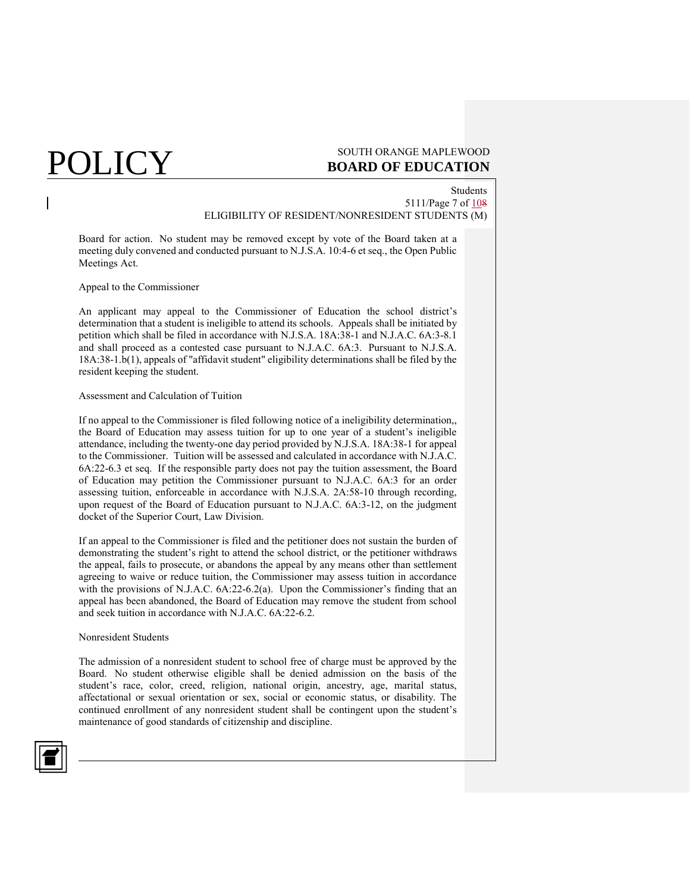Board for action. No student may be removed except by vote of the Board taken at a meeting duly convened and conducted pursuant to N.J.S.A. 10:4-6 et seq., the Open Public Meetings Act.

Appeal to the Commissioner

An applicant may appeal to the Commissioner of Education the school district's determination that a student is ineligible to attend its schools. Appeals shall be initiated by petition which shall be filed in accordance with N.J.S.A. 18A:38-1 and N.J.A.C. 6A:3-8.1 and shall proceed as a contested case pursuant to N.J.A.C. 6A:3. Pursuant to N.J.S.A. 18A:38-1.b(1), appeals of "affidavit student" eligibility determinations shall be filed by the resident keeping the student.

Assessment and Calculation of Tuition

If no appeal to the Commissioner is filed following notice of a ineligibility determination,, the Board of Education may assess tuition for up to one year of a student's ineligible attendance, including the twenty-one day period provided by N.J.S.A. 18A:38-1 for appeal to the Commissioner. Tuition will be assessed and calculated in accordance with N.J.A.C. 6A:22-6.3 et seq. If the responsible party does not pay the tuition assessment, the Board of Education may petition the Commissioner pursuant to N.J.A.C. 6A:3 for an order assessing tuition, enforceable in accordance with N.J.S.A. 2A:58-10 through recording, upon request of the Board of Education pursuant to N.J.A.C. 6A:3-12, on the judgment docket of the Superior Court, Law Division.

If an appeal to the Commissioner is filed and the petitioner does not sustain the burden of demonstrating the student's right to attend the school district, or the petitioner withdraws the appeal, fails to prosecute, or abandons the appeal by any means other than settlement agreeing to waive or reduce tuition, the Commissioner may assess tuition in accordance with the provisions of N.J.A.C. 6A:22-6.2(a). Upon the Commissioner's finding that an appeal has been abandoned, the Board of Education may remove the student from school and seek tuition in accordance with N.J.A.C. 6A:22-6.2.

Nonresident Students

The admission of a nonresident student to school free of charge must be approved by the Board. No student otherwise eligible shall be denied admission on the basis of the student's race, color, creed, religion, national origin, ancestry, age, marital status, affectational or sexual orientation or sex, social or economic status, or disability. The continued enrollment of any nonresident student shall be contingent upon the student's maintenance of good standards of citizenship and discipline.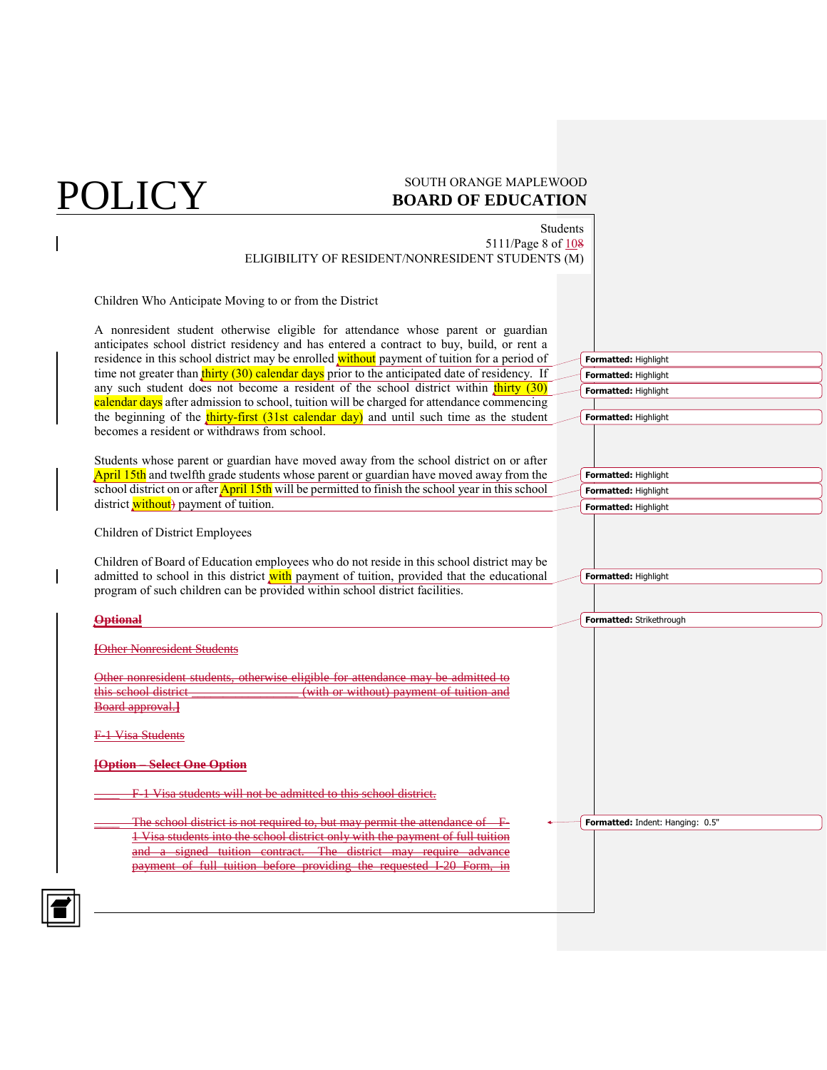Children Who Anticipate Moving to or from the District

A nonresident student otherwise eligible for attendance whose parent or guardian anticipates school district residency and has entered a contract to buy, build, or rent a residence in this school district may be enrolled without payment of tuition for a period of time not greater than thirty (30) calendar days prior to the anticipated date of residency. If any such student does not become a resident of the school district within thirty (30) calendar days after admission to school, tuition will be charged for attendance commencing the beginning of the thirty-first (31st calendar day) and until such time as the student becomes a resident or withdraws from school.

Students whose parent or guardian have moved away from the school district on or after April 15th and twelfth grade students whose parent or guardian have moved away from the school district on or after April 15th will be permitted to finish the school year in this school district without payment of tuition.

Children of District Employees

Children of Board of Education employees who do not reside in this school district may be admitted to school in this district with payment of tuition, provided that the educational program of such children can be provided within school district facilities.

~~**Optional**~~

~~[Other Nonresident Students~~

~~Other nonresident students, otherwise eligible for attendance may be admitted to this school district _________________ (with or without) payment of tuition and Board approval.]~~

~~F-1 Visa Students~~

~~**[Option – Select One Option**~~

~~_____ F-1 Visa students will not be admitted to this school district.~~

~~_____ The school district is not required to, but may permit the attendance of F-1 Visa students into the school district only with the payment of full tuition and a signed tuition contract. The district may require advance payment of full tuition before providing the requested I-20 Form, in~~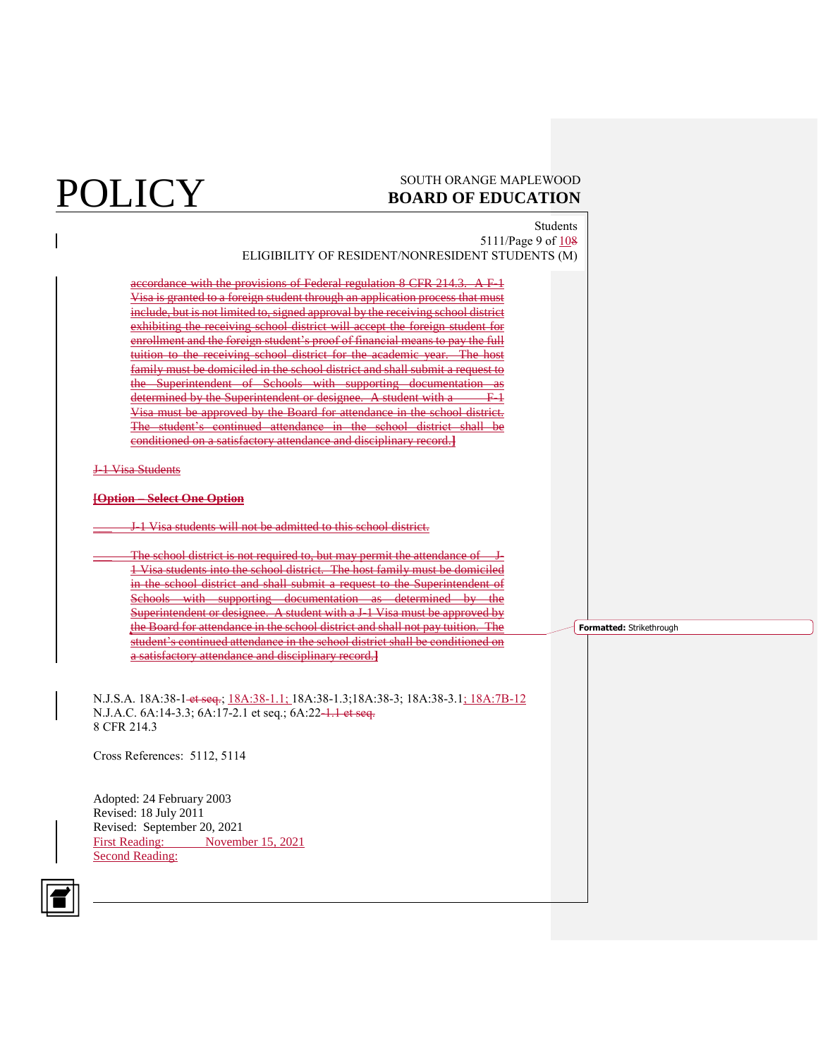accordance with the provisions of Federal regulation 8 CFR 214.3. A F-1 Visa is granted to a foreign student through an application process that must include, but is not limited to, signed approval by the receiving school district exhibiting the receiving school district will accept the foreign student for enrollment and the foreign student's proof of financial means to pay the full tuition to the receiving school district for the academic year. The host family must be domiciled in the school district and shall submit a request to the Superintendent of Schools with supporting documentation as determined by the Superintendent or designee. A student with a F-1 Visa must be approved by the Board for attendance in the school district. The student's continued attendance in the school district shall be conditioned on a satisfactory attendance and disciplinary record.]

J-1 Visa Students

**[Option – Select One Option**

___ J-1 Visa students will not be admitted to this school district.

___ The school district is not required to, but may permit the attendance of J-1 Visa students into the school district. The host family must be domiciled in the school district and shall submit a request to the Superintendent of Schools with supporting documentation as determined by the Superintendent or designee. A student with a J-1 Visa must be approved by the Board for attendance in the school district and shall not pay tuition. The student's continued attendance in the school district shall be conditioned on a satisfactory attendance and disciplinary record.]

N.J.S.A. 18A:38-1 et seq.; 18A:38-1.1; 18A:38-1.3;18A:38-3; 18A:38-3.1; 18A:7B-12
N.J.A.C. 6A:14-3.3; 6A:17-2.1 et seq.; 6A:22-1.1 et seq.
8 CFR 214.3

Cross References: 5112, 5114

Adopted: 24 February 2003
Revised: 18 July 2011
Revised: September 20, 2021
First Reading: November 15, 2021
Second Reading: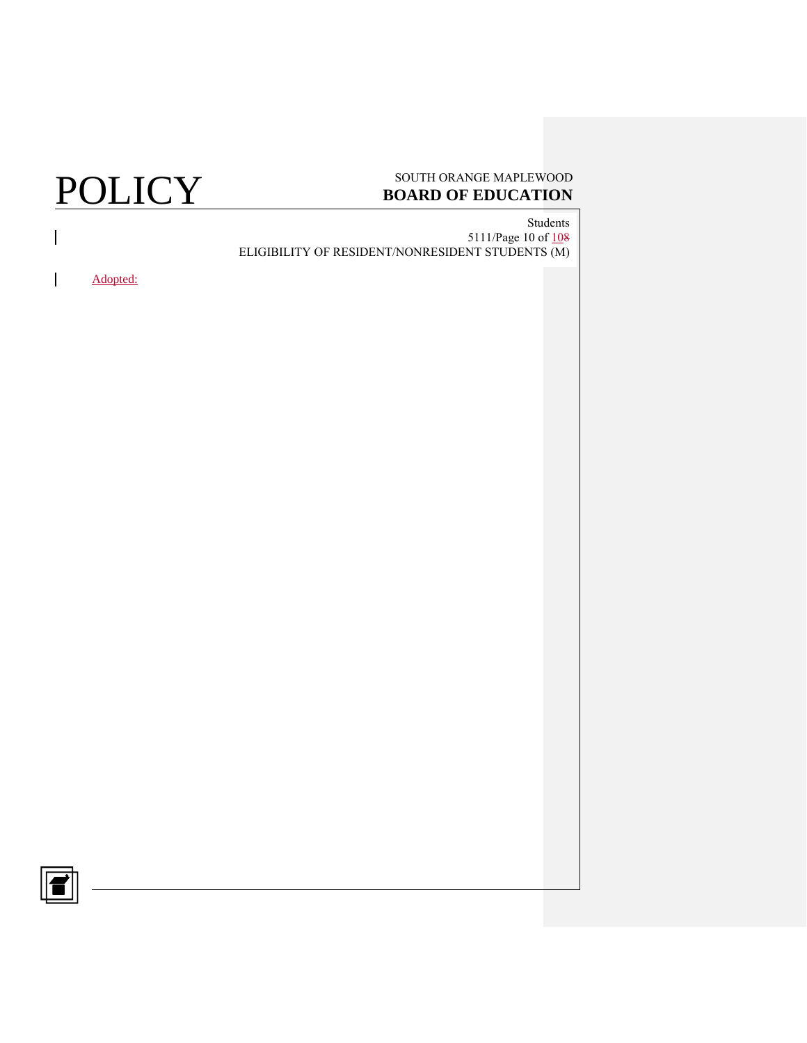Adopted: